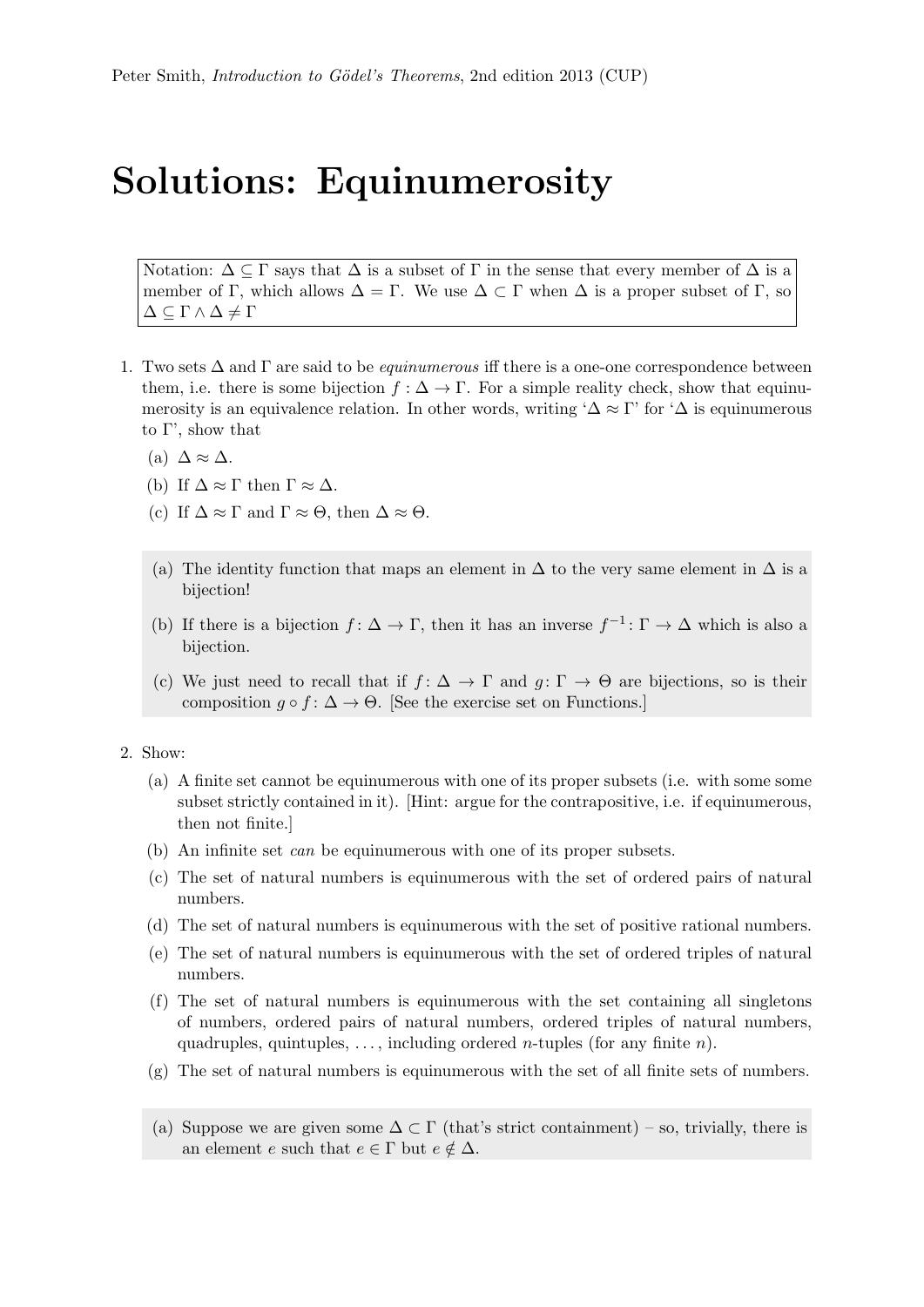# Solutions: Equinumerosity

Notation: $\Delta \subseteq \Gamma$ says that $\Delta$ is a subset of $\Gamma$ in the sense that every member of $\Delta$ is a member of $\Gamma$, which allows $\Delta = \Gamma$. We use $\Delta \subset \Gamma$ when $\Delta$ is a proper subset of $\Gamma$, so $\Delta \subseteq \Gamma \land \Delta \neq \Gamma$

1. Two sets $\Delta$ and $\Gamma$ are said to be *equinumerous* iff there is a one-one correspondence between them, i.e. there is some bijection $f : \Delta \to \Gamma$. For a simple reality check, show that equinumerosity is an equivalence relation. In other words, writing '$\Delta \approx \Gamma$' for '$\Delta$ is equinumerous to $\Gamma$', show that

   (a) $\Delta \approx \Delta$.

   (b) If $\Delta \approx \Gamma$ then $\Gamma \approx \Delta$.

   (c) If $\Delta \approx \Gamma$ and $\Gamma \approx \Theta$, then $\Delta \approx \Theta$.

   (a) The identity function that maps an element in $\Delta$ to the very same element in $\Delta$ is a bijection!

   (b) If there is a bijection $f \colon \Delta \to \Gamma$, then it has an inverse $f^{-1} \colon \Gamma \to \Delta$ which is also a bijection.

   (c) We just need to recall that if $f \colon \Delta \to \Gamma$ and $g \colon \Gamma \to \Theta$ are bijections, so is their composition $g \circ f \colon \Delta \to \Theta$. [See the exercise set on Functions.]

2. Show:

   (a) A finite set cannot be equinumerous with one of its proper subsets (i.e. with some some subset strictly contained in it). [Hint: argue for the contrapositive, i.e. if equinumerous, then not finite.]

   (b) An infinite set *can* be equinumerous with one of its proper subsets.

   (c) The set of natural numbers is equinumerous with the set of ordered pairs of natural numbers.

   (d) The set of natural numbers is equinumerous with the set of positive rational numbers.

   (e) The set of natural numbers is equinumerous with the set of ordered triples of natural numbers.

   (f) The set of natural numbers is equinumerous with the set containing all singletons of numbers, ordered pairs of natural numbers, ordered triples of natural numbers, quadruples, quintuples, ..., including ordered $n$-tuples (for any finite $n$).

   (g) The set of natural numbers is equinumerous with the set of all finite sets of numbers.

   (a) Suppose we are given some $\Delta \subset \Gamma$ (that's strict containment) – so, trivially, there is an element $e$ such that $e \in \Gamma$ but $e \notin \Delta$.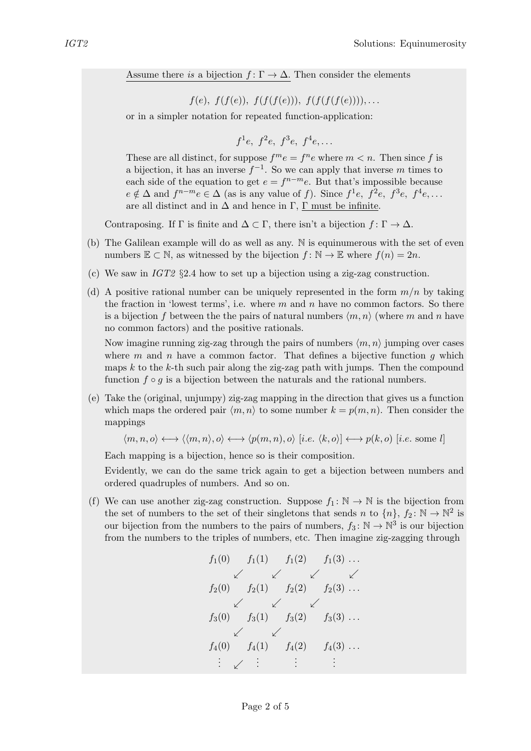<u>Assume there *is* a bijection $f\colon \Gamma \to \Delta$.</u> Then consider the elements

$$f(e),\ f(f(e)),\ f(f(f(e))),\ f(f(f(f(e)))),\ldots$$

or in a simpler notation for repeated function-application:

$$f^1e,\ f^2e,\ f^3e,\ f^4e,\ldots$$

These are all distinct, for suppose $f^m e = f^n e$ where $m < n$. Then since $f$ is a bijection, it has an inverse $f^{-1}$. So we can apply that inverse $m$ times to each side of the equation to get $e = f^{n-m}e$. But that's impossible because $e \notin \Delta$ and $f^{n-m}e \in \Delta$ (as is any value of $f$). Since $f^1e,\ f^2e,\ f^3e,\ f^4e,\ldots$ are all distinct and in $\Delta$ and hence in $\Gamma$, <u>$\Gamma$ must be infinite</u>.

Contraposing. If $\Gamma$ is finite and $\Delta \subset \Gamma$, there isn't a bijection $f\colon \Gamma \to \Delta$.

(b) The Galilean example will do as well as any. $\mathbb{N}$ is equinumerous with the set of even numbers $\mathbb{E} \subset \mathbb{N}$, as witnessed by the bijection $f\colon \mathbb{N} \to \mathbb{E}$ where $f(n) = 2n$.

(c) We saw in *IGT2* §2.4 how to set up a bijection using a zig-zag construction.

(d) A positive rational number can be uniquely represented in the form $m/n$ by taking the fraction in 'lowest terms', i.e. where $m$ and $n$ have no common factors. So there is a bijection $f$ between the the pairs of natural numbers $\langle m, n\rangle$ (where $m$ and $n$ have no common factors) and the positive rationals.

Now imagine running zig-zag through the pairs of numbers $\langle m, n\rangle$ jumping over cases where $m$ and $n$ have a common factor. That defines a bijective function $g$ which maps $k$ to the $k$-th such pair along the zig-zag path with jumps. Then the compound function $f \circ g$ is a bijection between the naturals and the rational numbers.

(e) Take the (original, unjumpy) zig-zag mapping in the direction that gives us a function which maps the ordered pair $\langle m, n\rangle$ to some number $k = p(m, n)$. Then consider the mappings

$$\langle m, n, o\rangle \longleftrightarrow \langle\langle m, n\rangle, o\rangle \longleftrightarrow \langle p(m, n), o\rangle \ [i.e.\ \langle k, o\rangle] \longleftrightarrow p(k, o)\ [i.e. \text{ some } l]$$

Each mapping is a bijection, hence so is their composition.

Evidently, we can do the same trick again to get a bijection between numbers and ordered quadruples of numbers. And so on.

(f) We can use another zig-zag construction. Suppose $f_1\colon \mathbb{N} \to \mathbb{N}$ is the bijection from the set of numbers to the set of their singletons that sends $n$ to $\{n\}$, $f_2\colon \mathbb{N} \to \mathbb{N}^2$ is our bijection from the numbers to the pairs of numbers, $f_3\colon \mathbb{N} \to \mathbb{N}^3$ is our bijection from the numbers to the triples of numbers, etc. Then imagine zig-zagging through

$$\begin{array}{ccccccccc}
f_1(0) & & f_1(1) & & f_1(2) & & f_1(3) & \ldots \\
& \swarrow & & \swarrow & & \swarrow & & \swarrow \\
f_2(0) & & f_2(1) & & f_2(2) & & f_2(3) & \ldots \\
& \swarrow & & \swarrow & & \swarrow & & \\
f_3(0) & & f_3(1) & & f_3(2) & & f_3(3) & \ldots \\
& \swarrow & & \swarrow & & & & \\
f_4(0) & & f_4(1) & & f_4(2) & & f_4(3) & \ldots \\
\vdots & \swarrow & \vdots & & \vdots & & \vdots &
\end{array}$$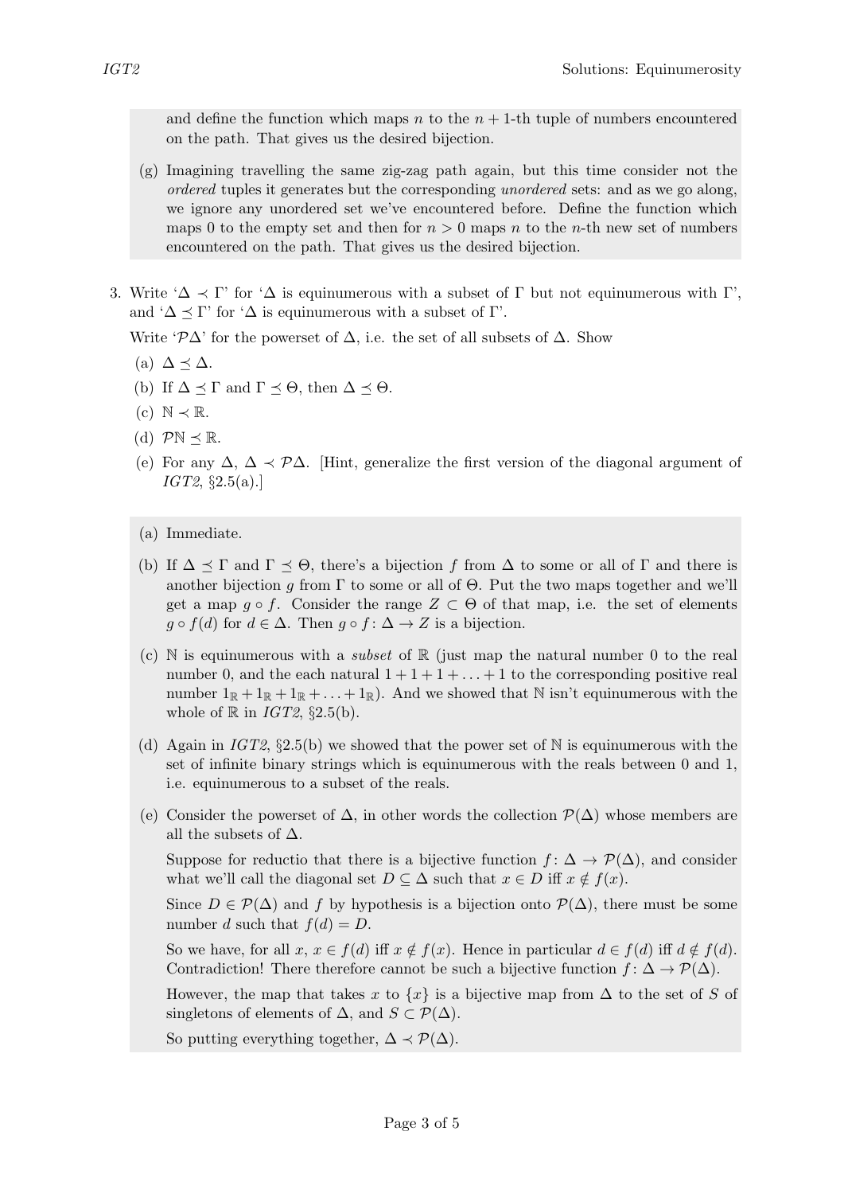and define the function which maps $n$ to the $n+1$-th tuple of numbers encountered on the path. That gives us the desired bijection.

(g) Imagining travelling the same zig-zag path again, but this time consider not the *ordered* tuples it generates but the corresponding *unordered* sets: and as we go along, we ignore any unordered set we've encountered before. Define the function which maps 0 to the empty set and then for $n > 0$ maps $n$ to the $n$-th new set of numbers encountered on the path. That gives us the desired bijection.

3. Write '$\Delta \prec \Gamma$' for '$\Delta$ is equinumerous with a subset of $\Gamma$ but not equinumerous with $\Gamma$', and '$\Delta \preceq \Gamma$' for '$\Delta$ is equinumerous with a subset of $\Gamma$'.

   Write '$\mathcal{P}\Delta$' for the powerset of $\Delta$, i.e. the set of all subsets of $\Delta$. Show

   (a) $\Delta \preceq \Delta$.

   (b) If $\Delta \preceq \Gamma$ and $\Gamma \preceq \Theta$, then $\Delta \preceq \Theta$.

   (c) $\mathbb{N} \prec \mathbb{R}$.

   (d) $\mathcal{P}\mathbb{N} \preceq \mathbb{R}$.

   (e) For any $\Delta$, $\Delta \prec \mathcal{P}\Delta$. [Hint, generalize the first version of the diagonal argument of *IGT2*, §2.5(a).]

(a) Immediate.

(b) If $\Delta \preceq \Gamma$ and $\Gamma \preceq \Theta$, there's a bijection $f$ from $\Delta$ to some or all of $\Gamma$ and there is another bijection $g$ from $\Gamma$ to some or all of $\Theta$. Put the two maps together and we'll get a map $g \circ f$. Consider the range $Z \subset \Theta$ of that map, i.e. the set of elements $g \circ f(d)$ for $d \in \Delta$. Then $g \circ f\colon \Delta \to Z$ is a bijection.

(c) $\mathbb{N}$ is equinumerous with a *subset* of $\mathbb{R}$ (just map the natural number 0 to the real number 0, and the each natural $1+1+1+\ldots+1$ to the corresponding positive real number $1_\mathbb{R} + 1_\mathbb{R} + 1_\mathbb{R} + \ldots + 1_\mathbb{R}$). And we showed that $\mathbb{N}$ isn't equinumerous with the whole of $\mathbb{R}$ in *IGT2*, §2.5(b).

(d) Again in *IGT2*, §2.5(b) we showed that the power set of $\mathbb{N}$ is equinumerous with the set of infinite binary strings which is equinumerous with the reals between 0 and 1, i.e. equinumerous to a subset of the reals.

(e) Consider the powerset of $\Delta$, in other words the collection $\mathcal{P}(\Delta)$ whose members are all the subsets of $\Delta$.

Suppose for reductio that there is a bijective function $f\colon \Delta \to \mathcal{P}(\Delta)$, and consider what we'll call the diagonal set $D \subseteq \Delta$ such that $x \in D$ iff $x \notin f(x)$.

Since $D \in \mathcal{P}(\Delta)$ and $f$ by hypothesis is a bijection onto $\mathcal{P}(\Delta)$, there must be some number $d$ such that $f(d) = D$.

So we have, for all $x$, $x \in f(d)$ iff $x \notin f(x)$. Hence in particular $d \in f(d)$ iff $d \notin f(d)$. Contradiction! There therefore cannot be such a bijective function $f\colon \Delta \to \mathcal{P}(\Delta)$.

However, the map that takes $x$ to $\{x\}$ is a bijective map from $\Delta$ to the set of $S$ of singletons of elements of $\Delta$, and $S \subset \mathcal{P}(\Delta)$.

So putting everything together, $\Delta \prec \mathcal{P}(\Delta)$.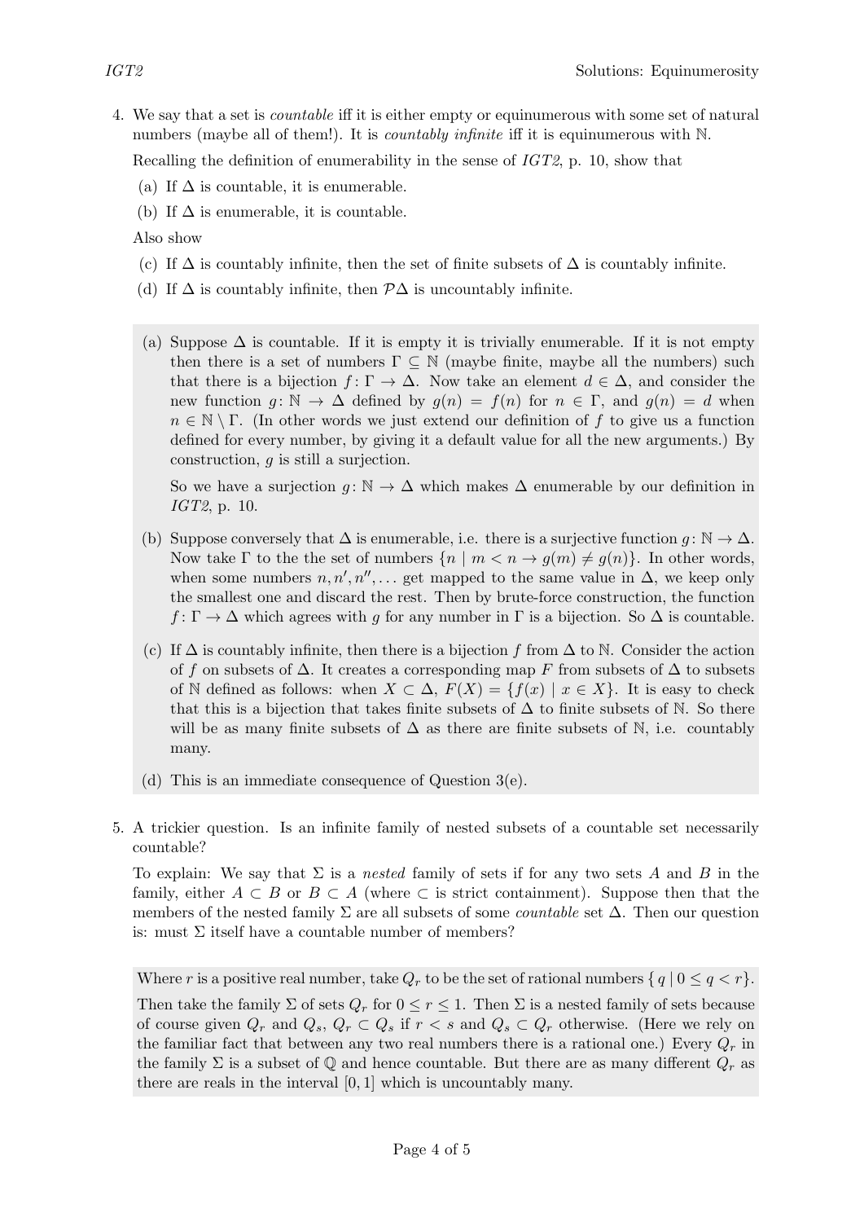4. We say that a set is *countable* iff it is either empty or equinumerous with some set of natural numbers (maybe all of them!). It is *countably infinite* iff it is equinumerous with $\mathbb{N}$.

   Recalling the definition of enumerability in the sense of *IGT2*, p. 10, show that

   (a) If $\Delta$ is countable, it is enumerable.

   (b) If $\Delta$ is enumerable, it is countable.

   Also show

   (c) If $\Delta$ is countably infinite, then the set of finite subsets of $\Delta$ is countably infinite.

   (d) If $\Delta$ is countably infinite, then $\mathcal{P}\Delta$ is uncountably infinite.

   (a) Suppose $\Delta$ is countable. If it is empty it is trivially enumerable. If it is not empty then there is a set of numbers $\Gamma \subseteq \mathbb{N}$ (maybe finite, maybe all the numbers) such that there is a bijection $f\colon \Gamma \to \Delta$. Now take an element $d \in \Delta$, and consider the new function $g\colon \mathbb{N} \to \Delta$ defined by $g(n) = f(n)$ for $n \in \Gamma$, and $g(n) = d$ when $n \in \mathbb{N} \setminus \Gamma$. (In other words we just extend our definition of $f$ to give us a function defined for every number, by giving it a default value for all the new arguments.) By construction, $g$ is still a surjection.

   So we have a surjection $g\colon \mathbb{N} \to \Delta$ which makes $\Delta$ enumerable by our definition in *IGT2*, p. 10.

   (b) Suppose conversely that $\Delta$ is enumerable, i.e. there is a surjective function $g\colon \mathbb{N} \to \Delta$. Now take $\Gamma$ to the the set of numbers $\{n \mid m < n \to g(m) \neq g(n)\}$. In other words, when some numbers $n, n', n'', \ldots$ get mapped to the same value in $\Delta$, we keep only the smallest one and discard the rest. Then by brute-force construction, the function $f\colon \Gamma \to \Delta$ which agrees with $g$ for any number in $\Gamma$ is a bijection. So $\Delta$ is countable.

   (c) If $\Delta$ is countably infinite, then there is a bijection $f$ from $\Delta$ to $\mathbb{N}$. Consider the action of $f$ on subsets of $\Delta$. It creates a corresponding map $F$ from subsets of $\Delta$ to subsets of $\mathbb{N}$ defined as follows: when $X \subset \Delta$, $F(X) = \{f(x) \mid x \in X\}$. It is easy to check that this is a bijection that takes finite subsets of $\Delta$ to finite subsets of $\mathbb{N}$. So there will be as many finite subsets of $\Delta$ as there are finite subsets of $\mathbb{N}$, i.e. countably many.

   (d) This is an immediate consequence of Question 3(e).

5. A trickier question. Is an infinite family of nested subsets of a countable set necessarily countable?

   To explain: We say that $\Sigma$ is a *nested* family of sets if for any two sets $A$ and $B$ in the family, either $A \subset B$ or $B \subset A$ (where $\subset$ is strict containment). Suppose then that the members of the nested family $\Sigma$ are all subsets of some *countable* set $\Delta$. Then our question is: must $\Sigma$ itself have a countable number of members?

   Where $r$ is a positive real number, take $Q_r$ to be the set of rational numbers $\{ q \mid 0 \leq q < r\}$.

   Then take the family $\Sigma$ of sets $Q_r$ for $0 \leq r \leq 1$. Then $\Sigma$ is a nested family of sets because of course given $Q_r$ and $Q_s$, $Q_r \subset Q_s$ if $r < s$ and $Q_s \subset Q_r$ otherwise. (Here we rely on the familiar fact that between any two real numbers there is a rational one.) Every $Q_r$ in the family $\Sigma$ is a subset of $\mathbb{Q}$ and hence countable. But there are as many different $Q_r$ as there are reals in the interval $[0, 1]$ which is uncountably many.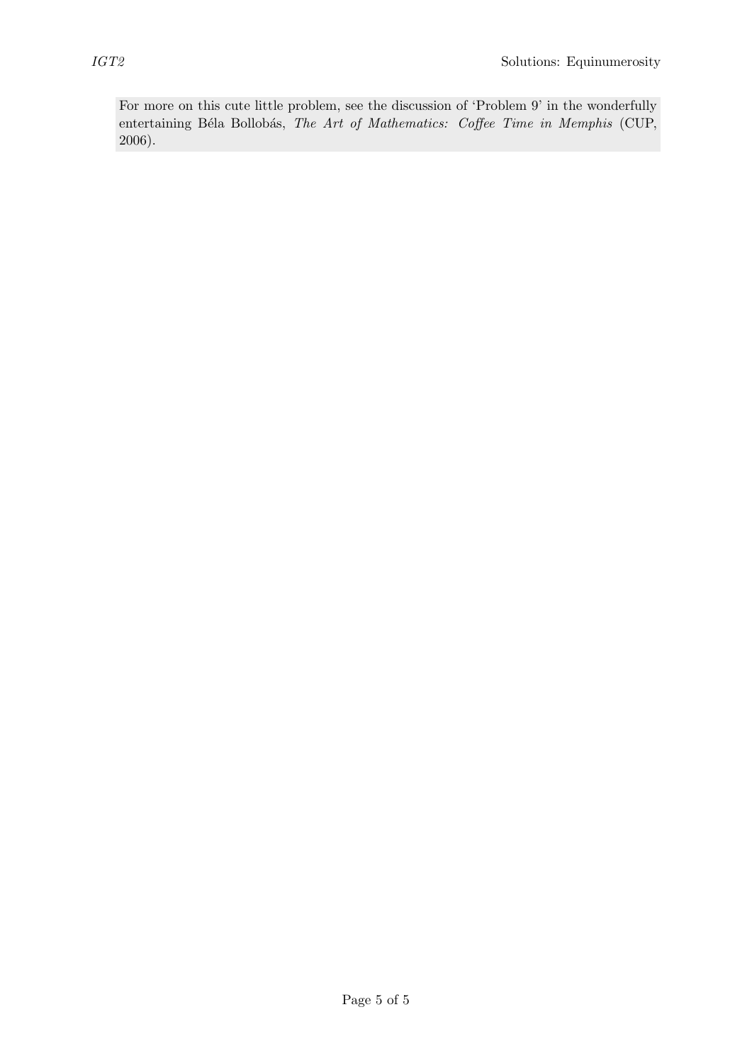For more on this cute little problem, see the discussion of 'Problem 9' in the wonderfully entertaining Béla Bollobás, *The Art of Mathematics: Coffee Time in Memphis* (CUP, 2006).